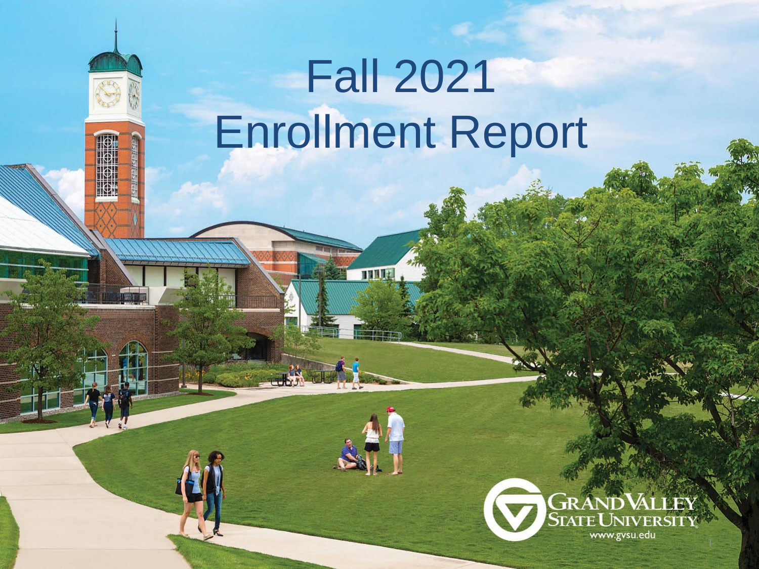# Fall 2021 Enrollment Report

GRAND VALLEY STATE UNIVERSITY

www.gvsu.edu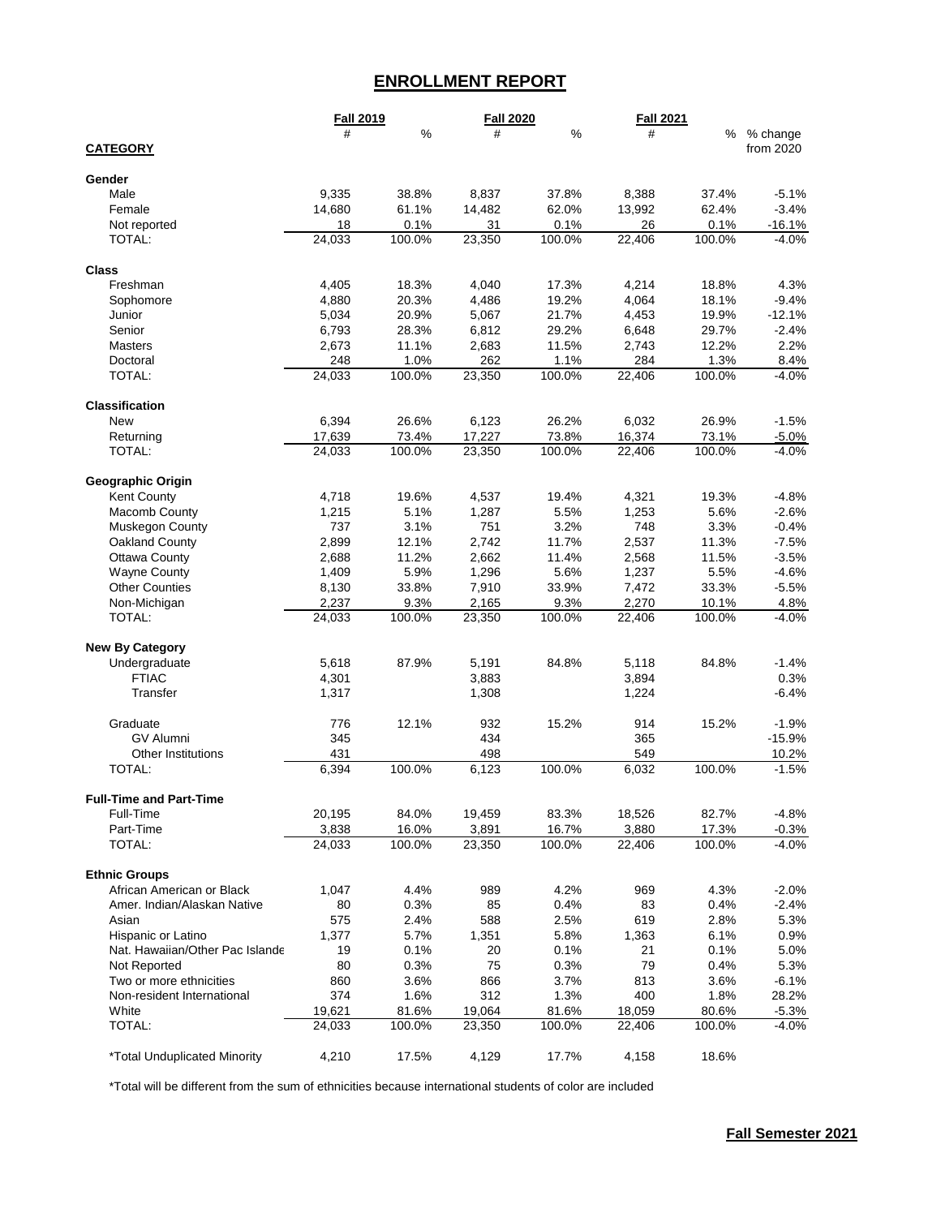# ENROLLMENT REPORT

| CATEGORY | Fall 2019 # | Fall 2019 % | Fall 2020 # | Fall 2020 % | Fall 2021 # | Fall 2021 % | % change from 2020 |
|---|---|---|---|---|---|---|---|
| **Gender** | | | | | | | |
| Male | 9,335 | 38.8% | 8,837 | 37.8% | 8,388 | 37.4% | -5.1% |
| Female | 14,680 | 61.1% | 14,482 | 62.0% | 13,992 | 62.4% | -3.4% |
| Not reported | 18 | 0.1% | 31 | 0.1% | 26 | 0.1% | -16.1% |
| TOTAL: | 24,033 | 100.0% | 23,350 | 100.0% | 22,406 | 100.0% | -4.0% |
| **Class** | | | | | | | |
| Freshman | 4,405 | 18.3% | 4,040 | 17.3% | 4,214 | 18.8% | 4.3% |
| Sophomore | 4,880 | 20.3% | 4,486 | 19.2% | 4,064 | 18.1% | -9.4% |
| Junior | 5,034 | 20.9% | 5,067 | 21.7% | 4,453 | 19.9% | -12.1% |
| Senior | 6,793 | 28.3% | 6,812 | 29.2% | 6,648 | 29.7% | -2.4% |
| Masters | 2,673 | 11.1% | 2,683 | 11.5% | 2,743 | 12.2% | 2.2% |
| Doctoral | 248 | 1.0% | 262 | 1.1% | 284 | 1.3% | 8.4% |
| TOTAL: | 24,033 | 100.0% | 23,350 | 100.0% | 22,406 | 100.0% | -4.0% |
| **Classification** | | | | | | | |
| New | 6,394 | 26.6% | 6,123 | 26.2% | 6,032 | 26.9% | -1.5% |
| Returning | 17,639 | 73.4% | 17,227 | 73.8% | 16,374 | 73.1% | -5.0% |
| TOTAL: | 24,033 | 100.0% | 23,350 | 100.0% | 22,406 | 100.0% | -4.0% |
| **Geographic Origin** | | | | | | | |
| Kent County | 4,718 | 19.6% | 4,537 | 19.4% | 4,321 | 19.3% | -4.8% |
| Macomb County | 1,215 | 5.1% | 1,287 | 5.5% | 1,253 | 5.6% | -2.6% |
| Muskegon County | 737 | 3.1% | 751 | 3.2% | 748 | 3.3% | -0.4% |
| Oakland County | 2,899 | 12.1% | 2,742 | 11.7% | 2,537 | 11.3% | -7.5% |
| Ottawa County | 2,688 | 11.2% | 2,662 | 11.4% | 2,568 | 11.5% | -3.5% |
| Wayne County | 1,409 | 5.9% | 1,296 | 5.6% | 1,237 | 5.5% | -4.6% |
| Other Counties | 8,130 | 33.8% | 7,910 | 33.9% | 7,472 | 33.3% | -5.5% |
| Non-Michigan | 2,237 | 9.3% | 2,165 | 9.3% | 2,270 | 10.1% | 4.8% |
| TOTAL: | 24,033 | 100.0% | 23,350 | 100.0% | 22,406 | 100.0% | -4.0% |
| **New By Category** | | | | | | | |
| Undergraduate | 5,618 | 87.9% | 5,191 | 84.8% | 5,118 | 84.8% | -1.4% |
| FTIAC | 4,301 | | 3,883 | | 3,894 | | 0.3% |
| Transfer | 1,317 | | 1,308 | | 1,224 | | -6.4% |
| Graduate | 776 | 12.1% | 932 | 15.2% | 914 | 15.2% | -1.9% |
| GV Alumni | 345 | | 434 | | 365 | | -15.9% |
| Other Institutions | 431 | | 498 | | 549 | | 10.2% |
| TOTAL: | 6,394 | 100.0% | 6,123 | 100.0% | 6,032 | 100.0% | -1.5% |
| **Full-Time and Part-Time** | | | | | | | |
| Full-Time | 20,195 | 84.0% | 19,459 | 83.3% | 18,526 | 82.7% | -4.8% |
| Part-Time | 3,838 | 16.0% | 3,891 | 16.7% | 3,880 | 17.3% | -0.3% |
| TOTAL: | 24,033 | 100.0% | 23,350 | 100.0% | 22,406 | 100.0% | -4.0% |
| **Ethnic Groups** | | | | | | | |
| African American or Black | 1,047 | 4.4% | 989 | 4.2% | 969 | 4.3% | -2.0% |
| Amer. Indian/Alaskan Native | 80 | 0.3% | 85 | 0.4% | 83 | 0.4% | -2.4% |
| Asian | 575 | 2.4% | 588 | 2.5% | 619 | 2.8% | 5.3% |
| Hispanic or Latino | 1,377 | 5.7% | 1,351 | 5.8% | 1,363 | 6.1% | 0.9% |
| Nat. Hawaiian/Other Pac Islande | 19 | 0.1% | 20 | 0.1% | 21 | 0.1% | 5.0% |
| Not Reported | 80 | 0.3% | 75 | 0.3% | 79 | 0.4% | 5.3% |
| Two or more ethnicities | 860 | 3.6% | 866 | 3.7% | 813 | 3.6% | -6.1% |
| Non-resident International | 374 | 1.6% | 312 | 1.3% | 400 | 1.8% | 28.2% |
| White | 19,621 | 81.6% | 19,064 | 81.6% | 18,059 | 80.6% | -5.3% |
| TOTAL: | 24,033 | 100.0% | 23,350 | 100.0% | 22,406 | 100.0% | -4.0% |
| *Total Unduplicated Minority | 4,210 | 17.5% | 4,129 | 17.7% | 4,158 | 18.6% | |

*Total will be different from the sum of ethnicities because international students of color are included

**Fall Semester 2021**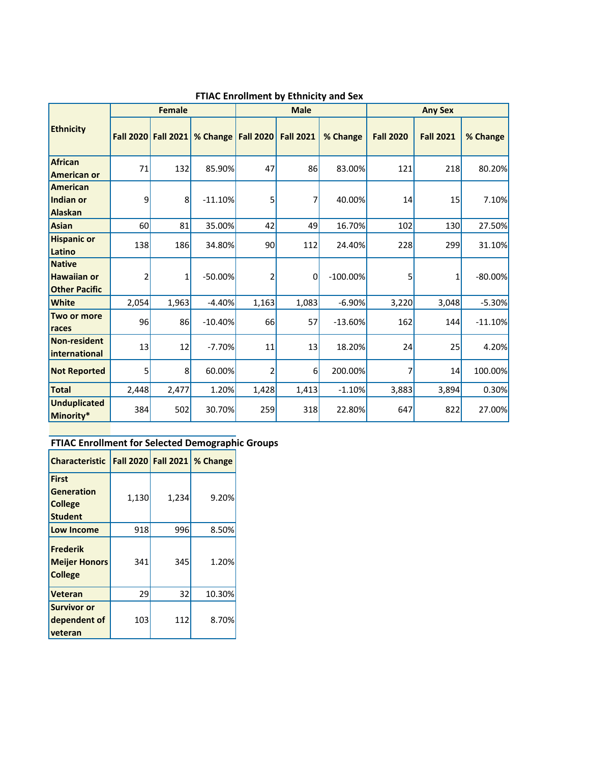## FTIAC Enrollment by Ethnicity and Sex

| Ethnicity | Female | | | Male | | | Any Sex | | |
|---|---|---|---|---|---|---|---|---|---|
| | Fall 2020 | Fall 2021 | % Change | Fall 2020 | Fall 2021 | % Change | Fall 2020 | Fall 2021 | % Change |
| African American or | 71 | 132 | 85.90% | 47 | 86 | 83.00% | 121 | 218 | 80.20% |
| American Indian or Alaskan | 9 | 8 | -11.10% | 5 | 7 | 40.00% | 14 | 15 | 7.10% |
| Asian | 60 | 81 | 35.00% | 42 | 49 | 16.70% | 102 | 130 | 27.50% |
| Hispanic or Latino | 138 | 186 | 34.80% | 90 | 112 | 24.40% | 228 | 299 | 31.10% |
| Native Hawaiian or Other Pacific | 2 | 1 | -50.00% | 2 | 0 | -100.00% | 5 | 1 | -80.00% |
| White | 2,054 | 1,963 | -4.40% | 1,163 | 1,083 | -6.90% | 3,220 | 3,048 | -5.30% |
| Two or more races | 96 | 86 | -10.40% | 66 | 57 | -13.60% | 162 | 144 | -11.10% |
| Non-resident international | 13 | 12 | -7.70% | 11 | 13 | 18.20% | 24 | 25 | 4.20% |
| Not Reported | 5 | 8 | 60.00% | 2 | 6 | 200.00% | 7 | 14 | 100.00% |
| Total | 2,448 | 2,477 | 1.20% | 1,428 | 1,413 | -1.10% | 3,883 | 3,894 | 0.30% |
| Unduplicated Minority* | 384 | 502 | 30.70% | 259 | 318 | 22.80% | 647 | 822 | 27.00% |

## FTIAC Enrollment for Selected Demographic Groups

| Characteristic | Fall 2020 | Fall 2021 | % Change |
|---|---|---|---|
| First Generation College Student | 1,130 | 1,234 | 9.20% |
| Low Income | 918 | 996 | 8.50% |
| Frederik Meijer Honors College | 341 | 345 | 1.20% |
| Veteran | 29 | 32 | 10.30% |
| Survivor or dependent of veteran | 103 | 112 | 8.70% |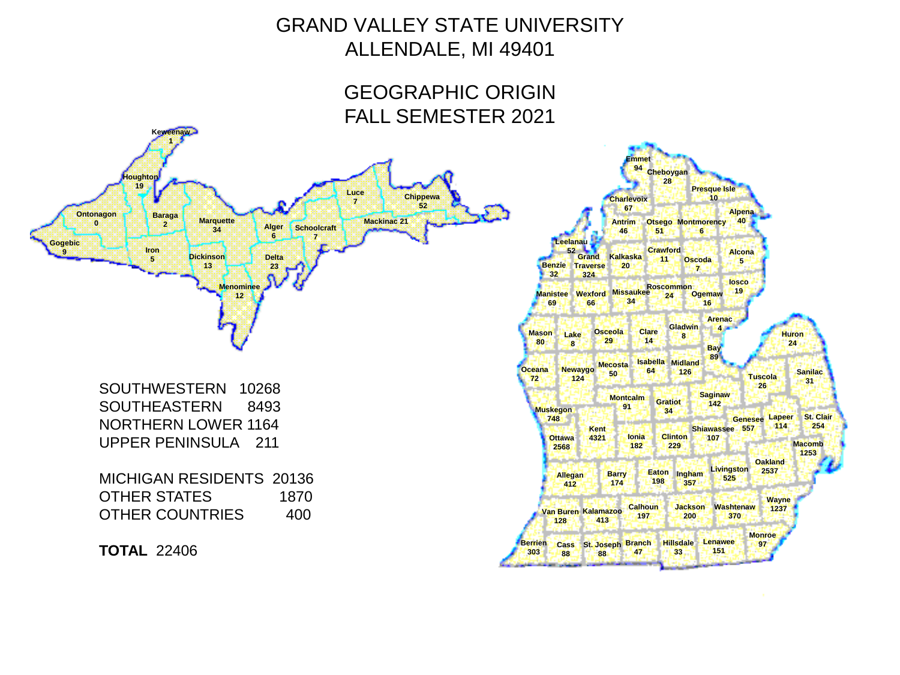# GRAND VALLEY STATE UNIVERSITY
# ALLENDALE, MI 49401

## GEOGRAPHIC ORIGIN
## FALL SEMESTER 2021

| County | Students |
|---|---|
| Keweenaw | 1 |
| Houghton | 19 |
| Ontonagon | 0 |
| Baraga | 2 |
| Marquette | 34 |
| Alger | 6 |
| Schoolcraft | 7 |
| Luce | 7 |
| Chippewa | 52 |
| Mackinac | 21 |
| Gogebic | 9 |
| Iron | 5 |
| Dickinson | 13 |
| Delta | 23 |
| Menominee | 12 |
| Emmet | 94 |
| Cheboygan | 28 |
| Presque Isle | 10 |
| Charlevoix | 67 |
| Alpena | 40 |
| Antrim | 46 |
| Otsego | 51 |
| Montmorency | 6 |
| Leelanau | 52 |
| Grand Traverse | 324 |
| Kalkaska | 20 |
| Crawford | 11 |
| Oscoda | 7 |
| Alcona | 5 |
| Benzie | 32 |
| Iosco | 19 |
| Manistee | 69 |
| Wexford | 66 |
| Missaukee | 34 |
| Roscommon | 24 |
| Ogemaw | 16 |
| Arenac | 4 |
| Mason | 80 |
| Lake | 8 |
| Osceola | 29 |
| Clare | 14 |
| Gladwin | 8 |
| Huron | 24 |
| Bay | 89 |
| Oceana | 72 |
| Newaygo | 124 |
| Mecosta | 50 |
| Isabella | 64 |
| Midland | 126 |
| Tuscola | 26 |
| Sanilac | 31 |
| Montcalm | 91 |
| Gratiot | 34 |
| Saginaw | 142 |
| Muskegon | 748 |
| Genesee | 557 |
| Lapeer | 114 |
| St. Clair | 254 |
| Kent | 4321 |
| Shiawassee | 107 |
| Ottawa | 2568 |
| Ionia | 182 |
| Clinton | 229 |
| Macomb | 1253 |
| Oakland | 2537 |
| Livingston | 525 |
| Allegan | 412 |
| Barry | 174 |
| Eaton | 198 |
| Ingham | 357 |
| Wayne | 1237 |
| Van Buren | 128 |
| Kalamazoo | 413 |
| Calhoun | 197 |
| Jackson | 200 |
| Washtenaw | 370 |
| Monroe | 97 |
| Berrien | 303 |
| Cass | 88 |
| St. Joseph | 88 |
| Branch | 47 |
| Hillsdale | 33 |
| Lenawee | 151 |

| Region | Students |
|---|---|
| SOUTHWESTERN | 10268 |
| SOUTHEASTERN | 8493 |
| NORTHERN LOWER | 1164 |
| UPPER PENINSULA | 211 |

| Origin | Students |
|---|---|
| MICHIGAN RESIDENTS | 20136 |
| OTHER STATES | 1870 |
| OTHER COUNTRIES | 400 |

**TOTAL** 22406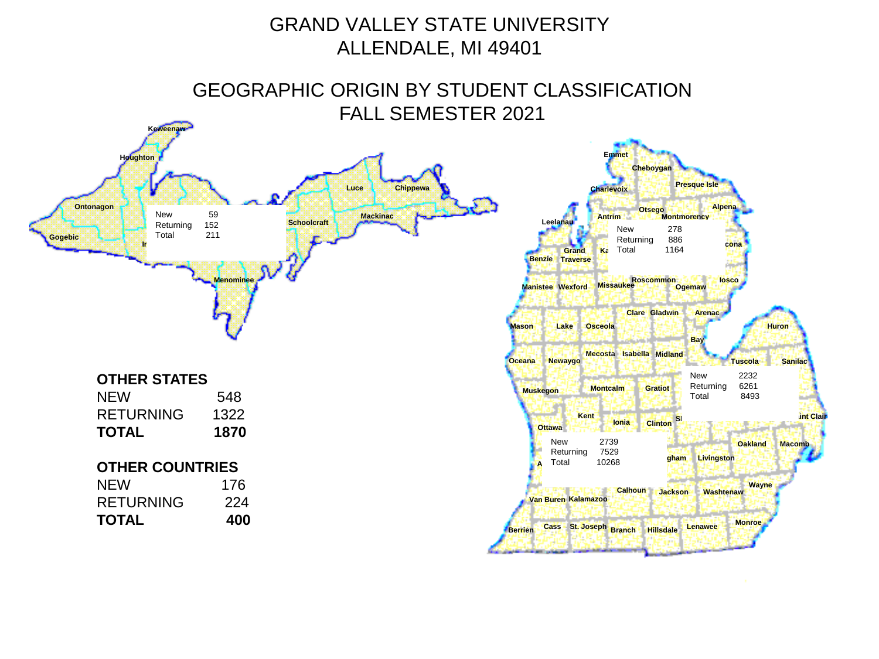# GRAND VALLEY STATE UNIVERSITY
# ALLENDALE, MI 49401

## GEOGRAPHIC ORIGIN BY STUDENT CLASSIFICATION
## FALL SEMESTER 2021

| Region | New | Returning | Total |
|---|---|---|---|
| Upper Peninsula | 59 | 152 | 211 |
| Northern Lower Peninsula | 278 | 886 | 1164 |
| Southeastern Lower Peninsula | 2232 | 6261 | 8493 |
| Southwestern Lower Peninsula | 2739 | 7529 | 10268 |

**OTHER STATES**

| | |
|---|---|
| NEW | 548 |
| RETURNING | 1322 |
| **TOTAL** | **1870** |

**OTHER COUNTRIES**

| | |
|---|---|
| NEW | 176 |
| RETURNING | 224 |
| **TOTAL** | **400** |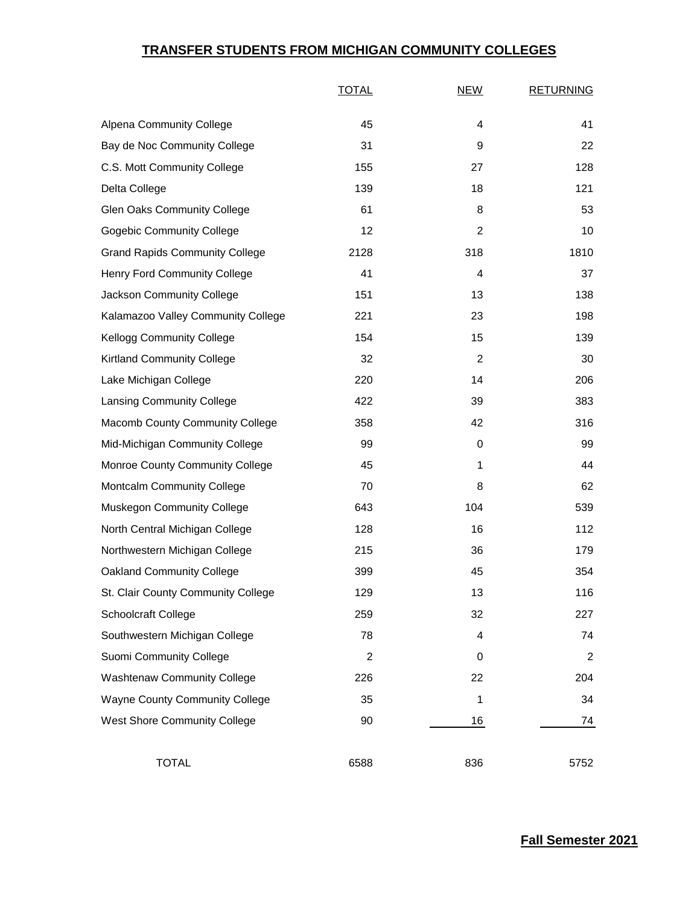# TRANSFER STUDENTS FROM MICHIGAN COMMUNITY COLLEGES

| | TOTAL | NEW | RETURNING |
|---|---|---|---|
| Alpena Community College | 45 | 4 | 41 |
| Bay de Noc Community College | 31 | 9 | 22 |
| C.S. Mott Community College | 155 | 27 | 128 |
| Delta College | 139 | 18 | 121 |
| Glen Oaks Community College | 61 | 8 | 53 |
| Gogebic Community College | 12 | 2 | 10 |
| Grand Rapids Community College | 2128 | 318 | 1810 |
| Henry Ford Community College | 41 | 4 | 37 |
| Jackson Community College | 151 | 13 | 138 |
| Kalamazoo Valley Community College | 221 | 23 | 198 |
| Kellogg Community College | 154 | 15 | 139 |
| Kirtland Community College | 32 | 2 | 30 |
| Lake Michigan College | 220 | 14 | 206 |
| Lansing Community College | 422 | 39 | 383 |
| Macomb County Community College | 358 | 42 | 316 |
| Mid-Michigan Community College | 99 | 0 | 99 |
| Monroe County Community College | 45 | 1 | 44 |
| Montcalm Community College | 70 | 8 | 62 |
| Muskegon Community College | 643 | 104 | 539 |
| North Central Michigan College | 128 | 16 | 112 |
| Northwestern Michigan College | 215 | 36 | 179 |
| Oakland Community College | 399 | 45 | 354 |
| St. Clair County Community College | 129 | 13 | 116 |
| Schoolcraft College | 259 | 32 | 227 |
| Southwestern Michigan College | 78 | 4 | 74 |
| Suomi Community College | 2 | 0 | 2 |
| Washtenaw Community College | 226 | 22 | 204 |
| Wayne County Community College | 35 | 1 | 34 |
| West Shore Community College | 90 | 16 | 74 |
| TOTAL | 6588 | 836 | 5752 |

**Fall Semester 2021**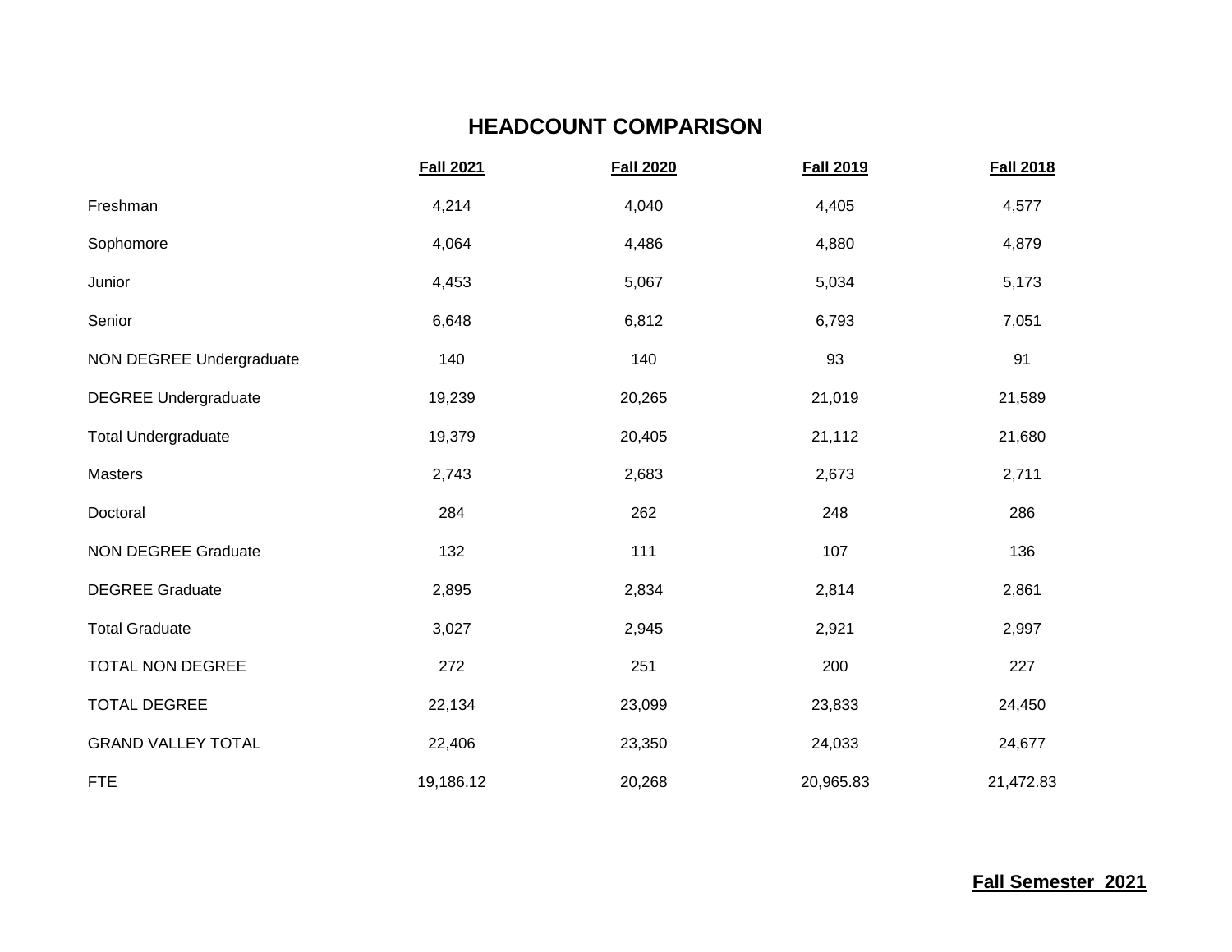# HEADCOUNT COMPARISON

| | Fall 2021 | Fall 2020 | Fall 2019 | Fall 2018 |
|---|---|---|---|---|
| Freshman | 4,214 | 4,040 | 4,405 | 4,577 |
| Sophomore | 4,064 | 4,486 | 4,880 | 4,879 |
| Junior | 4,453 | 5,067 | 5,034 | 5,173 |
| Senior | 6,648 | 6,812 | 6,793 | 7,051 |
| NON DEGREE Undergraduate | 140 | 140 | 93 | 91 |
| DEGREE Undergraduate | 19,239 | 20,265 | 21,019 | 21,589 |
| Total Undergraduate | 19,379 | 20,405 | 21,112 | 21,680 |
| Masters | 2,743 | 2,683 | 2,673 | 2,711 |
| Doctoral | 284 | 262 | 248 | 286 |
| NON DEGREE Graduate | 132 | 111 | 107 | 136 |
| DEGREE Graduate | 2,895 | 2,834 | 2,814 | 2,861 |
| Total Graduate | 3,027 | 2,945 | 2,921 | 2,997 |
| TOTAL NON DEGREE | 272 | 251 | 200 | 227 |
| TOTAL DEGREE | 22,134 | 23,099 | 23,833 | 24,450 |
| GRAND VALLEY TOTAL | 22,406 | 23,350 | 24,033 | 24,677 |
| FTE | 19,186.12 | 20,268 | 20,965.83 | 21,472.83 |

**Fall Semester 2021**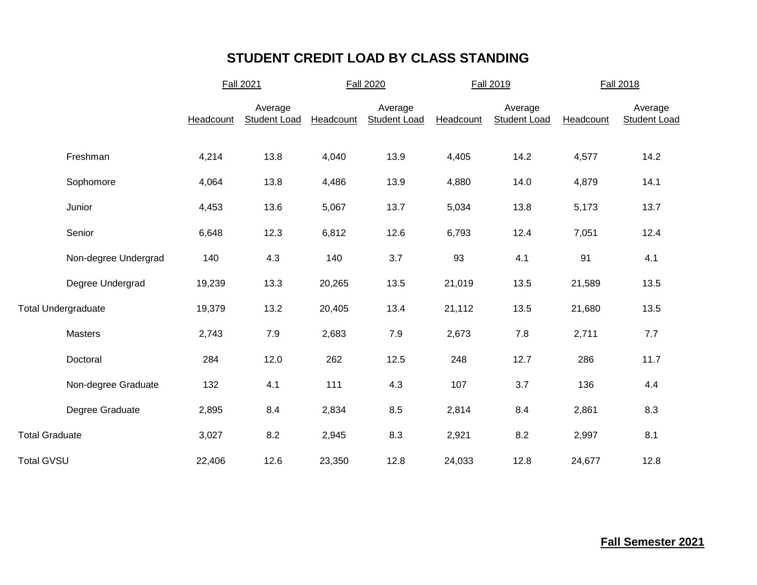# STUDENT CREDIT LOAD BY CLASS STANDING

| | Fall 2021 | | Fall 2020 | | Fall 2019 | | Fall 2018 | |
|---|---|---|---|---|---|---|---|---|
| | Headcount | Average Student Load | Headcount | Average Student Load | Headcount | Average Student Load | Headcount | Average Student Load |
| Freshman | 4,214 | 13.8 | 4,040 | 13.9 | 4,405 | 14.2 | 4,577 | 14.2 |
| Sophomore | 4,064 | 13.8 | 4,486 | 13.9 | 4,880 | 14.0 | 4,879 | 14.1 |
| Junior | 4,453 | 13.6 | 5,067 | 13.7 | 5,034 | 13.8 | 5,173 | 13.7 |
| Senior | 6,648 | 12.3 | 6,812 | 12.6 | 6,793 | 12.4 | 7,051 | 12.4 |
| Non-degree Undergrad | 140 | 4.3 | 140 | 3.7 | 93 | 4.1 | 91 | 4.1 |
| Degree Undergrad | 19,239 | 13.3 | 20,265 | 13.5 | 21,019 | 13.5 | 21,589 | 13.5 |
| Total Undergraduate | 19,379 | 13.2 | 20,405 | 13.4 | 21,112 | 13.5 | 21,680 | 13.5 |
| Masters | 2,743 | 7.9 | 2,683 | 7.9 | 2,673 | 7.8 | 2,711 | 7.7 |
| Doctoral | 284 | 12.0 | 262 | 12.5 | 248 | 12.7 | 286 | 11.7 |
| Non-degree Graduate | 132 | 4.1 | 111 | 4.3 | 107 | 3.7 | 136 | 4.4 |
| Degree Graduate | 2,895 | 8.4 | 2,834 | 8.5 | 2,814 | 8.4 | 2,861 | 8.3 |
| Total Graduate | 3,027 | 8.2 | 2,945 | 8.3 | 2,921 | 8.2 | 2,997 | 8.1 |
| Total GVSU | 22,406 | 12.6 | 23,350 | 12.8 | 24,033 | 12.8 | 24,677 | 12.8 |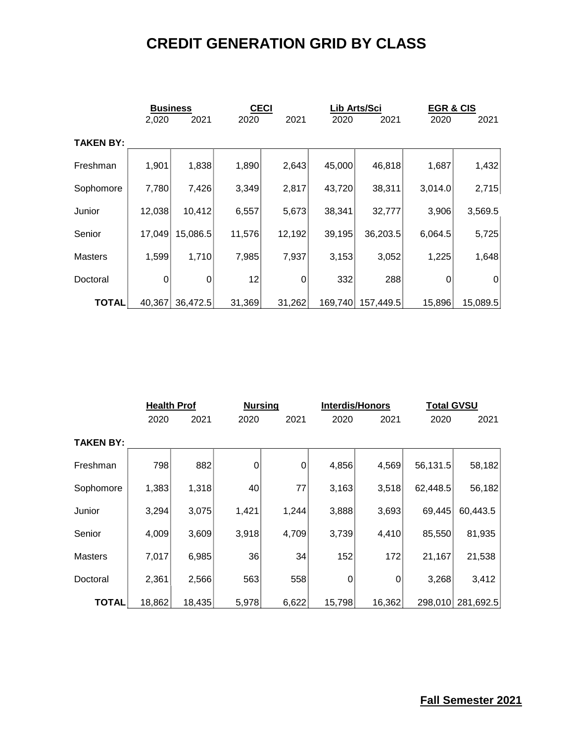# CREDIT GENERATION GRID BY CLASS

| | Business | | CECI | | Lib Arts/Sci | | EGR & CIS | |
|---|---|---|---|---|---|---|---|---|
| | 2,020 | 2021 | 2020 | 2021 | 2020 | 2021 | 2020 | 2021 |
| **TAKEN BY:** | | | | | | | | |
| Freshman | 1,901 | 1,838 | 1,890 | 2,643 | 45,000 | 46,818 | 1,687 | 1,432 |
| Sophomore | 7,780 | 7,426 | 3,349 | 2,817 | 43,720 | 38,311 | 3,014.0 | 2,715 |
| Junior | 12,038 | 10,412 | 6,557 | 5,673 | 38,341 | 32,777 | 3,906 | 3,569.5 |
| Senior | 17,049 | 15,086.5 | 11,576 | 12,192 | 39,195 | 36,203.5 | 6,064.5 | 5,725 |
| Masters | 1,599 | 1,710 | 7,985 | 7,937 | 3,153 | 3,052 | 1,225 | 1,648 |
| Doctoral | 0 | 0 | 12 | 0 | 332 | 288 | 0 | 0 |
| **TOTAL** | 40,367 | 36,472.5 | 31,369 | 31,262 | 169,740 | 157,449.5 | 15,896 | 15,089.5 |

| | Health Prof | | Nursing | | Interdis/Honors | | Total GVSU | |
|---|---|---|---|---|---|---|---|---|
| | 2020 | 2021 | 2020 | 2021 | 2020 | 2021 | 2020 | 2021 |
| **TAKEN BY:** | | | | | | | | |
| Freshman | 798 | 882 | 0 | 0 | 4,856 | 4,569 | 56,131.5 | 58,182 |
| Sophomore | 1,383 | 1,318 | 40 | 77 | 3,163 | 3,518 | 62,448.5 | 56,182 |
| Junior | 3,294 | 3,075 | 1,421 | 1,244 | 3,888 | 3,693 | 69,445 | 60,443.5 |
| Senior | 4,009 | 3,609 | 3,918 | 4,709 | 3,739 | 4,410 | 85,550 | 81,935 |
| Masters | 7,017 | 6,985 | 36 | 34 | 152 | 172 | 21,167 | 21,538 |
| Doctoral | 2,361 | 2,566 | 563 | 558 | 0 | 0 | 3,268 | 3,412 |
| **TOTAL** | 18,862 | 18,435 | 5,978 | 6,622 | 15,798 | 16,362 | 298,010 | 281,692.5 |

**Fall Semester 2021**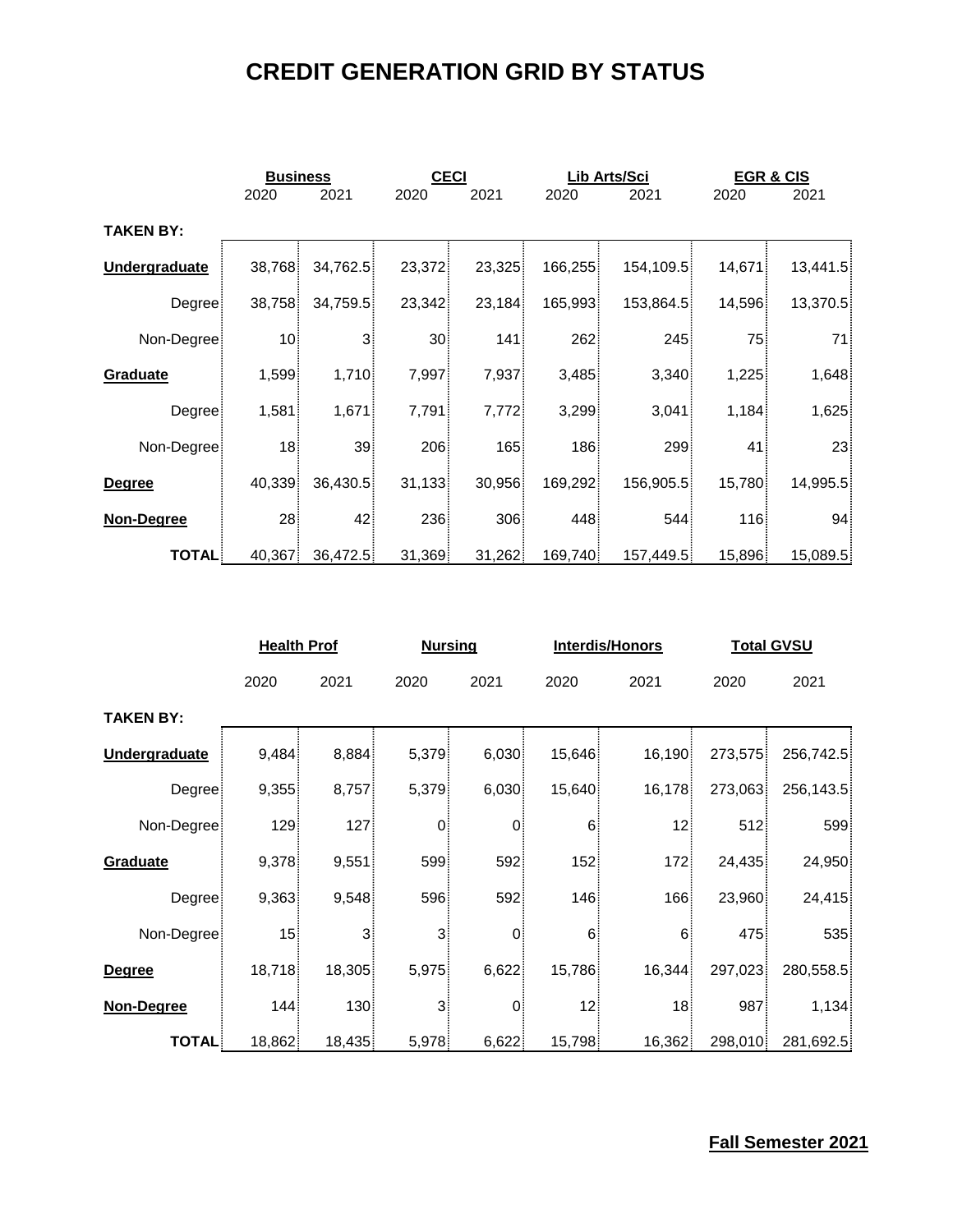# CREDIT GENERATION GRID BY STATUS

| | Business | | CECI | | Lib Arts/Sci | | EGR & CIS | |
|---|---|---|---|---|---|---|---|---|
| | 2020 | 2021 | 2020 | 2021 | 2020 | 2021 | 2020 | 2021 |
| **TAKEN BY:** | | | | | | | | |
| **Undergraduate** | 38,768 | 34,762.5 | 23,372 | 23,325 | 166,255 | 154,109.5 | 14,671 | 13,441.5 |
| Degree | 38,758 | 34,759.5 | 23,342 | 23,184 | 165,993 | 153,864.5 | 14,596 | 13,370.5 |
| Non-Degree | 10 | 3 | 30 | 141 | 262 | 245 | 75 | 71 |
| **Graduate** | 1,599 | 1,710 | 7,997 | 7,937 | 3,485 | 3,340 | 1,225 | 1,648 |
| Degree | 1,581 | 1,671 | 7,791 | 7,772 | 3,299 | 3,041 | 1,184 | 1,625 |
| Non-Degree | 18 | 39 | 206 | 165 | 186 | 299 | 41 | 23 |
| **Degree** | 40,339 | 36,430.5 | 31,133 | 30,956 | 169,292 | 156,905.5 | 15,780 | 14,995.5 |
| **Non-Degree** | 28 | 42 | 236 | 306 | 448 | 544 | 116 | 94 |
| **TOTAL** | 40,367 | 36,472.5 | 31,369 | 31,262 | 169,740 | 157,449.5 | 15,896 | 15,089.5 |

| | Health Prof | | Nursing | | Interdis/Honors | | Total GVSU | |
|---|---|---|---|---|---|---|---|---|
| | 2020 | 2021 | 2020 | 2021 | 2020 | 2021 | 2020 | 2021 |
| **TAKEN BY:** | | | | | | | | |
| **Undergraduate** | 9,484 | 8,884 | 5,379 | 6,030 | 15,646 | 16,190 | 273,575 | 256,742.5 |
| Degree | 9,355 | 8,757 | 5,379 | 6,030 | 15,640 | 16,178 | 273,063 | 256,143.5 |
| Non-Degree | 129 | 127 | 0 | 0 | 6 | 12 | 512 | 599 |
| **Graduate** | 9,378 | 9,551 | 599 | 592 | 152 | 172 | 24,435 | 24,950 |
| Degree | 9,363 | 9,548 | 596 | 592 | 146 | 166 | 23,960 | 24,415 |
| Non-Degree | 15 | 3 | 3 | 0 | 6 | 6 | 475 | 535 |
| **Degree** | 18,718 | 18,305 | 5,975 | 6,622 | 15,786 | 16,344 | 297,023 | 280,558.5 |
| **Non-Degree** | 144 | 130 | 3 | 0 | 12 | 18 | 987 | 1,134 |
| **TOTAL** | 18,862 | 18,435 | 5,978 | 6,622 | 15,798 | 16,362 | 298,010 | 281,692.5 |

**Fall Semester 2021**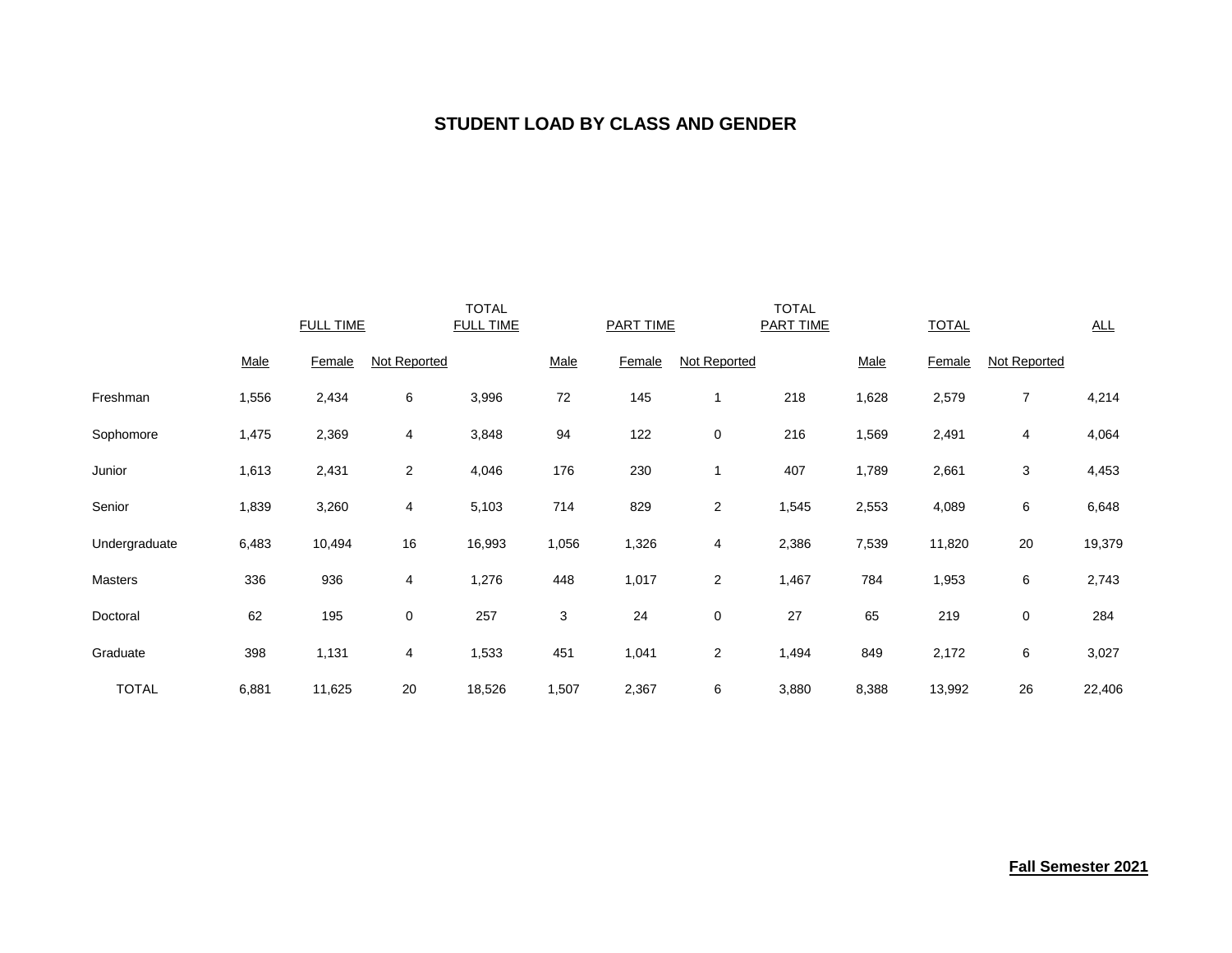# STUDENT LOAD BY CLASS AND GENDER

| | FULL TIME | | | TOTAL FULL TIME | PART TIME | | | TOTAL PART TIME | TOTAL | | | ALL |
|---|---|---|---|---|---|---|---|---|---|---|---|---|
| | Male | Female | Not Reported | | Male | Female | Not Reported | | Male | Female | Not Reported | |
| Freshman | 1,556 | 2,434 | 6 | 3,996 | 72 | 145 | 1 | 218 | 1,628 | 2,579 | 7 | 4,214 |
| Sophomore | 1,475 | 2,369 | 4 | 3,848 | 94 | 122 | 0 | 216 | 1,569 | 2,491 | 4 | 4,064 |
| Junior | 1,613 | 2,431 | 2 | 4,046 | 176 | 230 | 1 | 407 | 1,789 | 2,661 | 3 | 4,453 |
| Senior | 1,839 | 3,260 | 4 | 5,103 | 714 | 829 | 2 | 1,545 | 2,553 | 4,089 | 6 | 6,648 |
| Undergraduate | 6,483 | 10,494 | 16 | 16,993 | 1,056 | 1,326 | 4 | 2,386 | 7,539 | 11,820 | 20 | 19,379 |
| Masters | 336 | 936 | 4 | 1,276 | 448 | 1,017 | 2 | 1,467 | 784 | 1,953 | 6 | 2,743 |
| Doctoral | 62 | 195 | 0 | 257 | 3 | 24 | 0 | 27 | 65 | 219 | 0 | 284 |
| Graduate | 398 | 1,131 | 4 | 1,533 | 451 | 1,041 | 2 | 1,494 | 849 | 2,172 | 6 | 3,027 |
| TOTAL | 6,881 | 11,625 | 20 | 18,526 | 1,507 | 2,367 | 6 | 3,880 | 8,388 | 13,992 | 26 | 22,406 |

**Fall Semester 2021**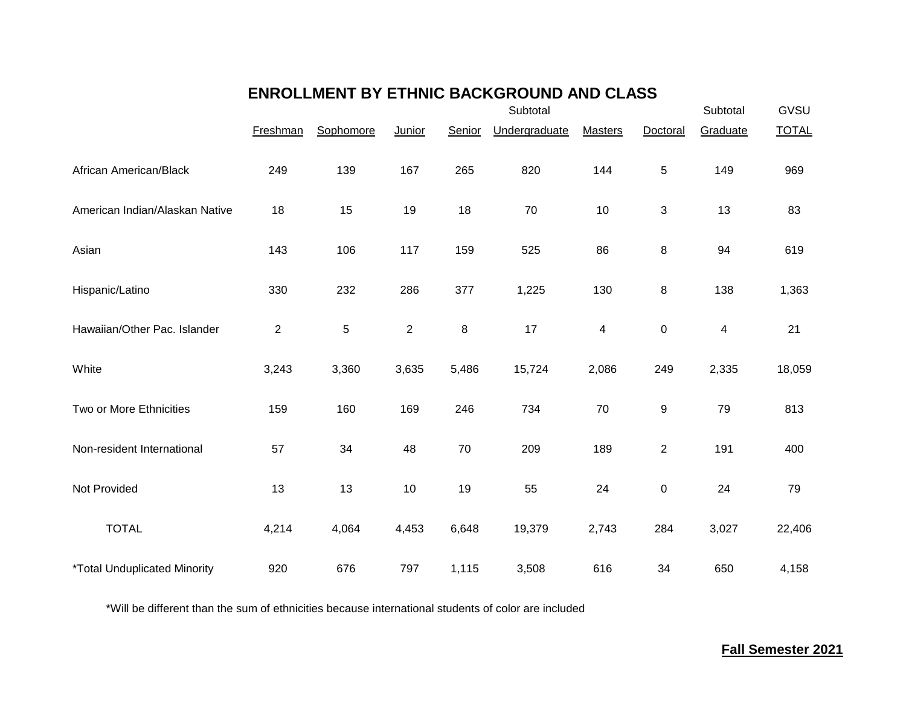## ENROLLMENT BY ETHNIC BACKGROUND AND CLASS

| | Freshman | Sophomore | Junior | Senior | Subtotal Undergraduate | Masters | Doctoral | Subtotal Graduate | GVSU TOTAL |
|---|---|---|---|---|---|---|---|---|---|
| African American/Black | 249 | 139 | 167 | 265 | 820 | 144 | 5 | 149 | 969 |
| American Indian/Alaskan Native | 18 | 15 | 19 | 18 | 70 | 10 | 3 | 13 | 83 |
| Asian | 143 | 106 | 117 | 159 | 525 | 86 | 8 | 94 | 619 |
| Hispanic/Latino | 330 | 232 | 286 | 377 | 1,225 | 130 | 8 | 138 | 1,363 |
| Hawaiian/Other Pac. Islander | 2 | 5 | 2 | 8 | 17 | 4 | 0 | 4 | 21 |
| White | 3,243 | 3,360 | 3,635 | 5,486 | 15,724 | 2,086 | 249 | 2,335 | 18,059 |
| Two or More Ethnicities | 159 | 160 | 169 | 246 | 734 | 70 | 9 | 79 | 813 |
| Non-resident International | 57 | 34 | 48 | 70 | 209 | 189 | 2 | 191 | 400 |
| Not Provided | 13 | 13 | 10 | 19 | 55 | 24 | 0 | 24 | 79 |
| TOTAL | 4,214 | 4,064 | 4,453 | 6,648 | 19,379 | 2,743 | 284 | 3,027 | 22,406 |
| *Total Unduplicated Minority | 920 | 676 | 797 | 1,115 | 3,508 | 616 | 34 | 650 | 4,158 |

*Will be different than the sum of ethnicities because international students of color are included

**Fall Semester 2021**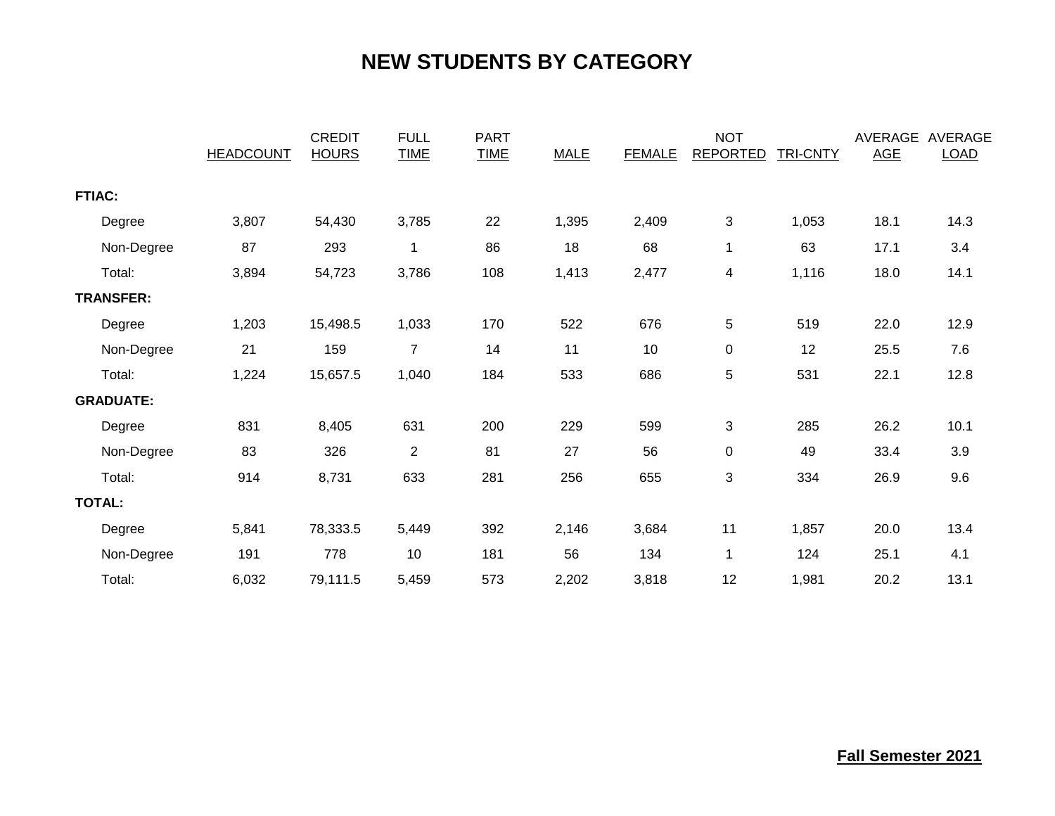# NEW STUDENTS BY CATEGORY

| | HEADCOUNT | CREDIT HOURS | FULL TIME | PART TIME | MALE | FEMALE | NOT REPORTED | TRI-CNTY | AVERAGE AGE | AVERAGE LOAD |
|---|---|---|---|---|---|---|---|---|---|---|
| **FTIAC:** | | | | | | | | | | |
| Degree | 3,807 | 54,430 | 3,785 | 22 | 1,395 | 2,409 | 3 | 1,053 | 18.1 | 14.3 |
| Non-Degree | 87 | 293 | 1 | 86 | 18 | 68 | 1 | 63 | 17.1 | 3.4 |
| Total: | 3,894 | 54,723 | 3,786 | 108 | 1,413 | 2,477 | 4 | 1,116 | 18.0 | 14.1 |
| **TRANSFER:** | | | | | | | | | | |
| Degree | 1,203 | 15,498.5 | 1,033 | 170 | 522 | 676 | 5 | 519 | 22.0 | 12.9 |
| Non-Degree | 21 | 159 | 7 | 14 | 11 | 10 | 0 | 12 | 25.5 | 7.6 |
| Total: | 1,224 | 15,657.5 | 1,040 | 184 | 533 | 686 | 5 | 531 | 22.1 | 12.8 |
| **GRADUATE:** | | | | | | | | | | |
| Degree | 831 | 8,405 | 631 | 200 | 229 | 599 | 3 | 285 | 26.2 | 10.1 |
| Non-Degree | 83 | 326 | 2 | 81 | 27 | 56 | 0 | 49 | 33.4 | 3.9 |
| Total: | 914 | 8,731 | 633 | 281 | 256 | 655 | 3 | 334 | 26.9 | 9.6 |
| **TOTAL:** | | | | | | | | | | |
| Degree | 5,841 | 78,333.5 | 5,449 | 392 | 2,146 | 3,684 | 11 | 1,857 | 20.0 | 13.4 |
| Non-Degree | 191 | 778 | 10 | 181 | 56 | 134 | 1 | 124 | 25.1 | 4.1 |
| Total: | 6,032 | 79,111.5 | 5,459 | 573 | 2,202 | 3,818 | 12 | 1,981 | 20.2 | 13.1 |

**Fall Semester 2021**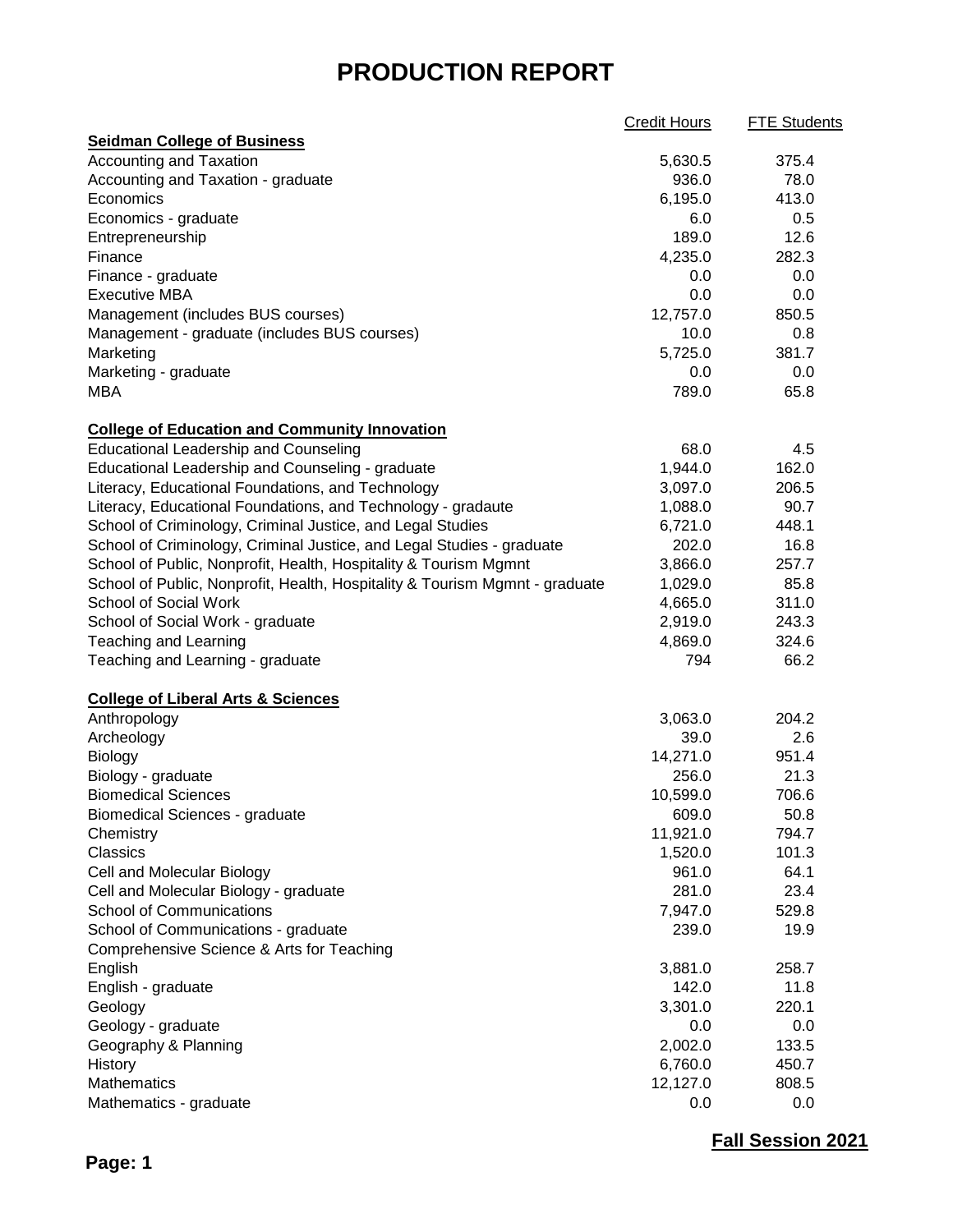# PRODUCTION REPORT

| | Credit Hours | FTE Students |
|---|---|---|
| **Seidman College of Business** | | |
| Accounting and Taxation | 5,630.5 | 375.4 |
| Accounting and Taxation - graduate | 936.0 | 78.0 |
| Economics | 6,195.0 | 413.0 |
| Economics - graduate | 6.0 | 0.5 |
| Entrepreneurship | 189.0 | 12.6 |
| Finance | 4,235.0 | 282.3 |
| Finance - graduate | 0.0 | 0.0 |
| Executive MBA | 0.0 | 0.0 |
| Management (includes BUS courses) | 12,757.0 | 850.5 |
| Management - graduate (includes BUS courses) | 10.0 | 0.8 |
| Marketing | 5,725.0 | 381.7 |
| Marketing - graduate | 0.0 | 0.0 |
| MBA | 789.0 | 65.8 |
| **College of Education and Community Innovation** | | |
| Educational Leadership and Counseling | 68.0 | 4.5 |
| Educational Leadership and Counseling - graduate | 1,944.0 | 162.0 |
| Literacy, Educational Foundations, and Technology | 3,097.0 | 206.5 |
| Literacy, Educational Foundations, and Technology - gradaute | 1,088.0 | 90.7 |
| School of Criminology, Criminal Justice, and Legal Studies | 6,721.0 | 448.1 |
| School of Criminology, Criminal Justice, and Legal Studies - graduate | 202.0 | 16.8 |
| School of Public, Nonprofit, Health, Hospitality & Tourism Mgmnt | 3,866.0 | 257.7 |
| School of Public, Nonprofit, Health, Hospitality & Tourism Mgmnt - graduate | 1,029.0 | 85.8 |
| School of Social Work | 4,665.0 | 311.0 |
| School of Social Work - graduate | 2,919.0 | 243.3 |
| Teaching and Learning | 4,869.0 | 324.6 |
| Teaching and Learning - graduate | 794 | 66.2 |
| **College of Liberal Arts & Sciences** | | |
| Anthropology | 3,063.0 | 204.2 |
| Archeology | 39.0 | 2.6 |
| Biology | 14,271.0 | 951.4 |
| Biology - graduate | 256.0 | 21.3 |
| Biomedical Sciences | 10,599.0 | 706.6 |
| Biomedical Sciences - graduate | 609.0 | 50.8 |
| Chemistry | 11,921.0 | 794.7 |
| Classics | 1,520.0 | 101.3 |
| Cell and Molecular Biology | 961.0 | 64.1 |
| Cell and Molecular Biology - graduate | 281.0 | 23.4 |
| School of Communications | 7,947.0 | 529.8 |
| School of Communications - graduate | 239.0 | 19.9 |
| Comprehensive Science & Arts for Teaching | | |
| English | 3,881.0 | 258.7 |
| English - graduate | 142.0 | 11.8 |
| Geology | 3,301.0 | 220.1 |
| Geology - graduate | 0.0 | 0.0 |
| Geography & Planning | 2,002.0 | 133.5 |
| History | 6,760.0 | 450.7 |
| Mathematics | 12,127.0 | 808.5 |
| Mathematics - graduate | 0.0 | 0.0 |

**Fall Session 2021**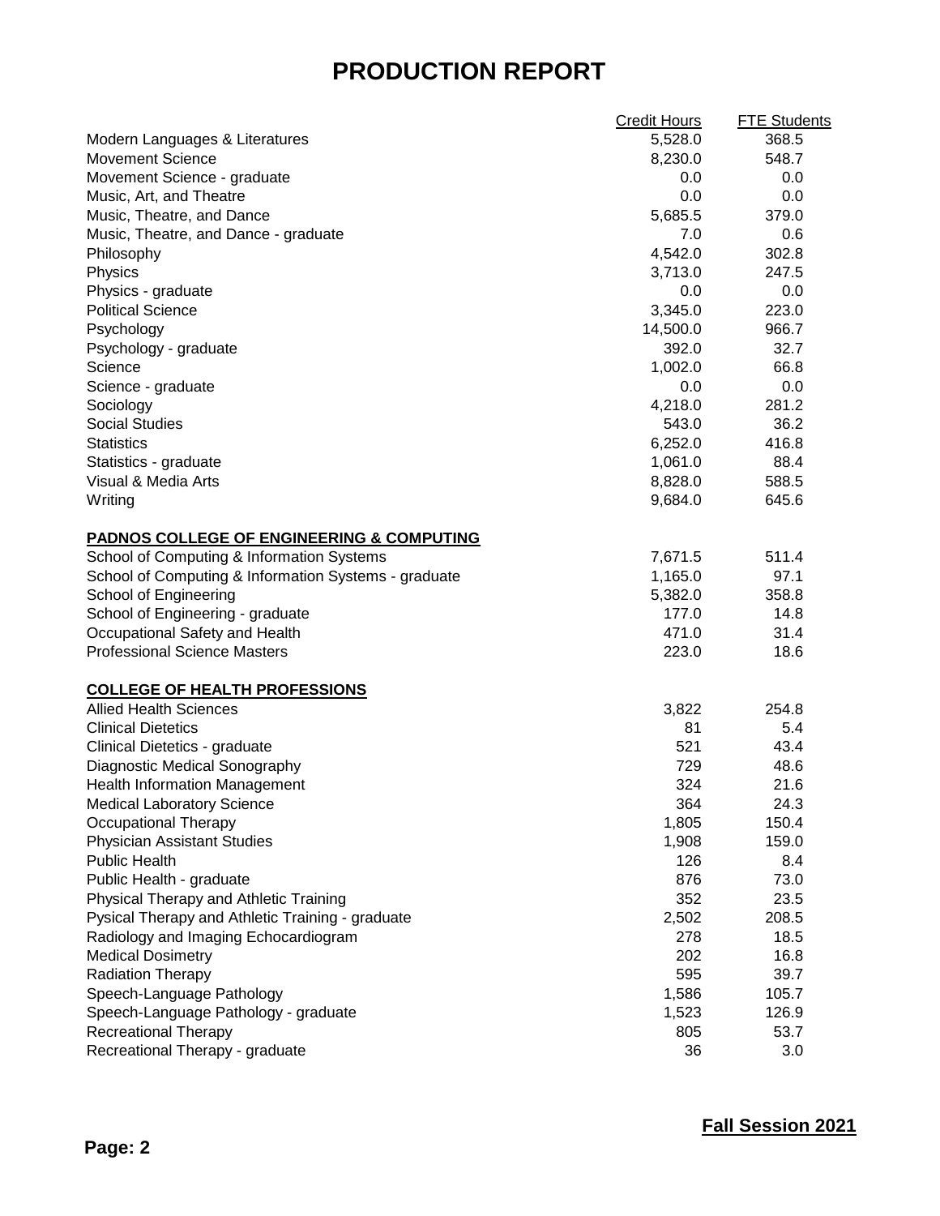# PRODUCTION REPORT

| | Credit Hours | FTE Students |
|---|---|---|
| Modern Languages & Literatures | 5,528.0 | 368.5 |
| Movement Science | 8,230.0 | 548.7 |
| Movement Science - graduate | 0.0 | 0.0 |
| Music, Art, and Theatre | 0.0 | 0.0 |
| Music, Theatre, and Dance | 5,685.5 | 379.0 |
| Music, Theatre, and Dance - graduate | 7.0 | 0.6 |
| Philosophy | 4,542.0 | 302.8 |
| Physics | 3,713.0 | 247.5 |
| Physics - graduate | 0.0 | 0.0 |
| Political Science | 3,345.0 | 223.0 |
| Psychology | 14,500.0 | 966.7 |
| Psychology - graduate | 392.0 | 32.7 |
| Science | 1,002.0 | 66.8 |
| Science - graduate | 0.0 | 0.0 |
| Sociology | 4,218.0 | 281.2 |
| Social Studies | 543.0 | 36.2 |
| Statistics | 6,252.0 | 416.8 |
| Statistics - graduate | 1,061.0 | 88.4 |
| Visual & Media Arts | 8,828.0 | 588.5 |
| Writing | 9,684.0 | 645.6 |
| **PADNOS COLLEGE OF ENGINEERING & COMPUTING** | | |
| School of Computing & Information Systems | 7,671.5 | 511.4 |
| School of Computing & Information Systems - graduate | 1,165.0 | 97.1 |
| School of Engineering | 5,382.0 | 358.8 |
| School of Engineering - graduate | 177.0 | 14.8 |
| Occupational Safety and Health | 471.0 | 31.4 |
| Professional Science Masters | 223.0 | 18.6 |
| **COLLEGE OF HEALTH PROFESSIONS** | | |
| Allied Health Sciences | 3,822 | 254.8 |
| Clinical Dietetics | 81 | 5.4 |
| Clinical Dietetics - graduate | 521 | 43.4 |
| Diagnostic Medical Sonography | 729 | 48.6 |
| Health Information Management | 324 | 21.6 |
| Medical Laboratory Science | 364 | 24.3 |
| Occupational Therapy | 1,805 | 150.4 |
| Physician Assistant Studies | 1,908 | 159.0 |
| Public Health | 126 | 8.4 |
| Public Health - graduate | 876 | 73.0 |
| Physical Therapy and Athletic Training | 352 | 23.5 |
| Pysical Therapy and Athletic Training - graduate | 2,502 | 208.5 |
| Radiology and Imaging Echocardiogram | 278 | 18.5 |
| Medical Dosimetry | 202 | 16.8 |
| Radiation Therapy | 595 | 39.7 |
| Speech-Language Pathology | 1,586 | 105.7 |
| Speech-Language Pathology - graduate | 1,523 | 126.9 |
| Recreational Therapy | 805 | 53.7 |
| Recreational Therapy - graduate | 36 | 3.0 |

**Fall Session 2021**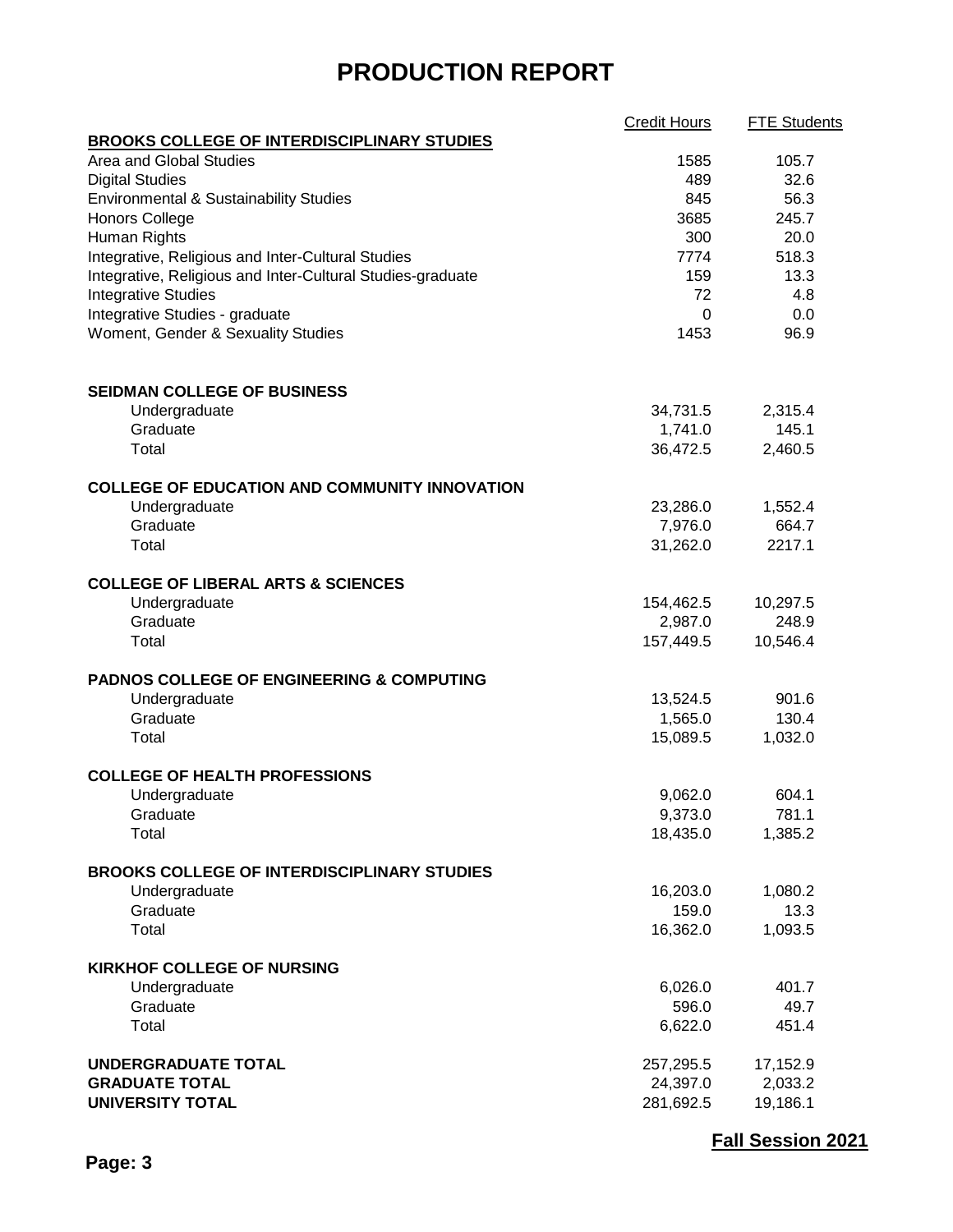# PRODUCTION REPORT

| | Credit Hours | FTE Students |
|---|---|---|
| **BROOKS COLLEGE OF INTERDISCIPLINARY STUDIES** | | |
| Area and Global Studies | 1585 | 105.7 |
| Digital Studies | 489 | 32.6 |
| Environmental & Sustainability Studies | 845 | 56.3 |
| Honors College | 3685 | 245.7 |
| Human Rights | 300 | 20.0 |
| Integrative, Religious and Inter-Cultural Studies | 7774 | 518.3 |
| Integrative, Religious and Inter-Cultural Studies-graduate | 159 | 13.3 |
| Integrative Studies | 72 | 4.8 |
| Integrative Studies - graduate | 0 | 0.0 |
| Woment, Gender & Sexuality Studies | 1453 | 96.9 |
| | | |
| **SEIDMAN COLLEGE OF BUSINESS** | | |
| Undergraduate | 34,731.5 | 2,315.4 |
| Graduate | 1,741.0 | 145.1 |
| Total | 36,472.5 | 2,460.5 |
| | | |
| **COLLEGE OF EDUCATION AND COMMUNITY INNOVATION** | | |
| Undergraduate | 23,286.0 | 1,552.4 |
| Graduate | 7,976.0 | 664.7 |
| Total | 31,262.0 | 2217.1 |
| | | |
| **COLLEGE OF LIBERAL ARTS & SCIENCES** | | |
| Undergraduate | 154,462.5 | 10,297.5 |
| Graduate | 2,987.0 | 248.9 |
| Total | 157,449.5 | 10,546.4 |
| | | |
| **PADNOS COLLEGE OF ENGINEERING & COMPUTING** | | |
| Undergraduate | 13,524.5 | 901.6 |
| Graduate | 1,565.0 | 130.4 |
| Total | 15,089.5 | 1,032.0 |
| | | |
| **COLLEGE OF HEALTH PROFESSIONS** | | |
| Undergraduate | 9,062.0 | 604.1 |
| Graduate | 9,373.0 | 781.1 |
| Total | 18,435.0 | 1,385.2 |
| | | |
| **BROOKS COLLEGE OF INTERDISCIPLINARY STUDIES** | | |
| Undergraduate | 16,203.0 | 1,080.2 |
| Graduate | 159.0 | 13.3 |
| Total | 16,362.0 | 1,093.5 |
| | | |
| **KIRKHOF COLLEGE OF NURSING** | | |
| Undergraduate | 6,026.0 | 401.7 |
| Graduate | 596.0 | 49.7 |
| Total | 6,622.0 | 451.4 |
| | | |
| **UNDERGRADUATE TOTAL** | 257,295.5 | 17,152.9 |
| **GRADUATE TOTAL** | 24,397.0 | 2,033.2 |
| **UNIVERSITY TOTAL** | 281,692.5 | 19,186.1 |

**Fall Session 2021**